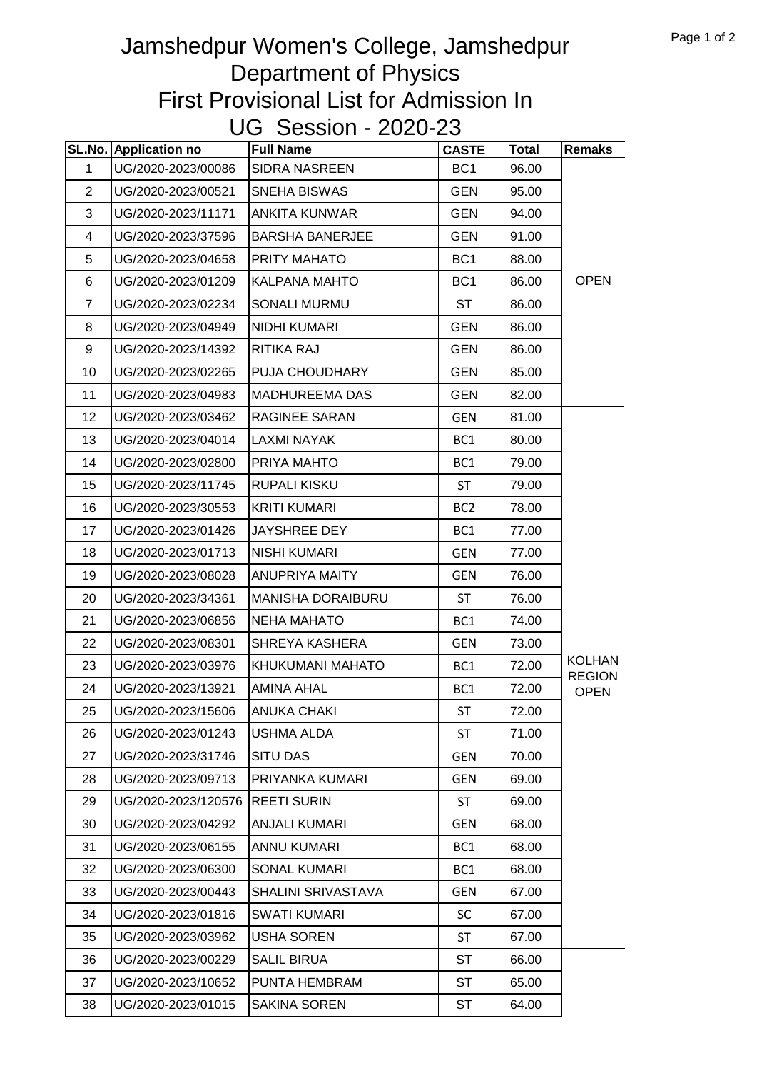# Jamshedpur Women's College, Jamshedpur
## Department of Physics
## First Provisional List for Admission In
## UG Session - 2020-23

| SL.No. | Application no | Full Name | CASTE | Total | Remaks |
|---|---|---|---|---|---|
| 1 | UG/2020-2023/00086 | SIDRA NASREEN | BC1 | 96.00 | OPEN |
| 2 | UG/2020-2023/00521 | SNEHA BISWAS | GEN | 95.00 | |
| 3 | UG/2020-2023/11171 | ANKITA KUNWAR | GEN | 94.00 | |
| 4 | UG/2020-2023/37596 | BARSHA BANERJEE | GEN | 91.00 | |
| 5 | UG/2020-2023/04658 | PRITY MAHATO | BC1 | 88.00 | |
| 6 | UG/2020-2023/01209 | KALPANA MAHTO | BC1 | 86.00 | |
| 7 | UG/2020-2023/02234 | SONALI MURMU | ST | 86.00 | |
| 8 | UG/2020-2023/04949 | NIDHI KUMARI | GEN | 86.00 | |
| 9 | UG/2020-2023/14392 | RITIKA RAJ | GEN | 86.00 | |
| 10 | UG/2020-2023/02265 | PUJA CHOUDHARY | GEN | 85.00 | |
| 11 | UG/2020-2023/04983 | MADHUREEMA DAS | GEN | 82.00 | |
| 12 | UG/2020-2023/03462 | RAGINEE SARAN | GEN | 81.00 | KOLHAN REGION OPEN |
| 13 | UG/2020-2023/04014 | LAXMI NAYAK | BC1 | 80.00 | |
| 14 | UG/2020-2023/02800 | PRIYA MAHTO | BC1 | 79.00 | |
| 15 | UG/2020-2023/11745 | RUPALI KISKU | ST | 79.00 | |
| 16 | UG/2020-2023/30553 | KRITI KUMARI | BC2 | 78.00 | |
| 17 | UG/2020-2023/01426 | JAYSHREE DEY | BC1 | 77.00 | |
| 18 | UG/2020-2023/01713 | NISHI KUMARI | GEN | 77.00 | |
| 19 | UG/2020-2023/08028 | ANUPRIYA MAITY | GEN | 76.00 | |
| 20 | UG/2020-2023/34361 | MANISHA DORAIBURU | ST | 76.00 | |
| 21 | UG/2020-2023/06856 | NEHA MAHATO | BC1 | 74.00 | |
| 22 | UG/2020-2023/08301 | SHREYA KASHERA | GEN | 73.00 | |
| 23 | UG/2020-2023/03976 | KHUKUMANI MAHATO | BC1 | 72.00 | |
| 24 | UG/2020-2023/13921 | AMINA AHAL | BC1 | 72.00 | |
| 25 | UG/2020-2023/15606 | ANUKA CHAKI | ST | 72.00 | |
| 26 | UG/2020-2023/01243 | USHMA ALDA | ST | 71.00 | |
| 27 | UG/2020-2023/31746 | SITU DAS | GEN | 70.00 | |
| 28 | UG/2020-2023/09713 | PRIYANKA KUMARI | GEN | 69.00 | |
| 29 | UG/2020-2023/120576 | REETI SURIN | ST | 69.00 | |
| 30 | UG/2020-2023/04292 | ANJALI KUMARI | GEN | 68.00 | |
| 31 | UG/2020-2023/06155 | ANNU KUMARI | BC1 | 68.00 | |
| 32 | UG/2020-2023/06300 | SONAL KUMARI | BC1 | 68.00 | |
| 33 | UG/2020-2023/00443 | SHALINI SRIVASTAVA | GEN | 67.00 | |
| 34 | UG/2020-2023/01816 | SWATI KUMARI | SC | 67.00 | |
| 35 | UG/2020-2023/03962 | USHA SOREN | ST | 67.00 | |
| 36 | UG/2020-2023/00229 | SALIL BIRUA | ST | 66.00 | |
| 37 | UG/2020-2023/10652 | PUNTA HEMBRAM | ST | 65.00 | |
| 38 | UG/2020-2023/01015 | SAKINA SOREN | ST | 64.00 | |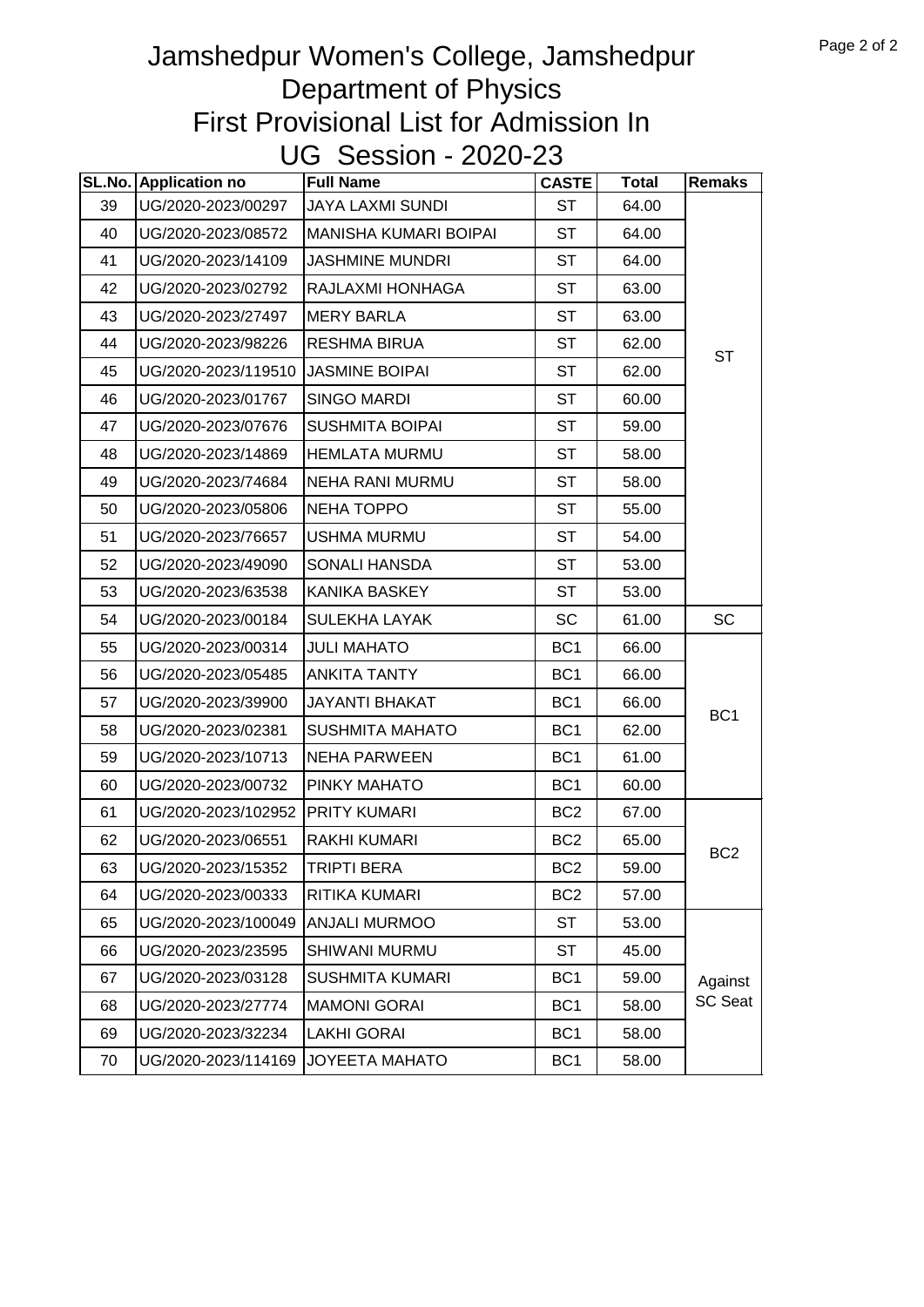# Jamshedpur Women's College, Jamshedpur
## Department of Physics
## First Provisional List for Admission In
## UG Session - 2020-23

| SL.No. | Application no | Full Name | CASTE | Total | Remaks |
|---|---|---|---|---|---|
| 39 | UG/2020-2023/00297 | JAYA LAXMI SUNDI | ST | 64.00 | ST |
| 40 | UG/2020-2023/08572 | MANISHA KUMARI BOIPAI | ST | 64.00 | |
| 41 | UG/2020-2023/14109 | JASHMINE MUNDRI | ST | 64.00 | |
| 42 | UG/2020-2023/02792 | RAJLAXMI HONHAGA | ST | 63.00 | |
| 43 | UG/2020-2023/27497 | MERY BARLA | ST | 63.00 | |
| 44 | UG/2020-2023/98226 | RESHMA BIRUA | ST | 62.00 | |
| 45 | UG/2020-2023/119510 | JASMINE BOIPAI | ST | 62.00 | |
| 46 | UG/2020-2023/01767 | SINGO MARDI | ST | 60.00 | |
| 47 | UG/2020-2023/07676 | SUSHMITA BOIPAI | ST | 59.00 | |
| 48 | UG/2020-2023/14869 | HEMLATA MURMU | ST | 58.00 | |
| 49 | UG/2020-2023/74684 | NEHA RANI MURMU | ST | 58.00 | |
| 50 | UG/2020-2023/05806 | NEHA TOPPO | ST | 55.00 | |
| 51 | UG/2020-2023/76657 | USHMA MURMU | ST | 54.00 | |
| 52 | UG/2020-2023/49090 | SONALI HANSDA | ST | 53.00 | |
| 53 | UG/2020-2023/63538 | KANIKA BASKEY | ST | 53.00 | |
| 54 | UG/2020-2023/00184 | SULEKHA LAYAK | SC | 61.00 | SC |
| 55 | UG/2020-2023/00314 | JULI MAHATO | BC1 | 66.00 | BC1 |
| 56 | UG/2020-2023/05485 | ANKITA TANTY | BC1 | 66.00 | |
| 57 | UG/2020-2023/39900 | JAYANTI BHAKAT | BC1 | 66.00 | |
| 58 | UG/2020-2023/02381 | SUSHMITA MAHATO | BC1 | 62.00 | |
| 59 | UG/2020-2023/10713 | NEHA PARWEEN | BC1 | 61.00 | |
| 60 | UG/2020-2023/00732 | PINKY MAHATO | BC1 | 60.00 | |
| 61 | UG/2020-2023/102952 | PRITY KUMARI | BC2 | 67.00 | BC2 |
| 62 | UG/2020-2023/06551 | RAKHI KUMARI | BC2 | 65.00 | |
| 63 | UG/2020-2023/15352 | TRIPTI BERA | BC2 | 59.00 | |
| 64 | UG/2020-2023/00333 | RITIKA KUMARI | BC2 | 57.00 | |
| 65 | UG/2020-2023/100049 | ANJALI MURMOO | ST | 53.00 | Against SC Seat |
| 66 | UG/2020-2023/23595 | SHIWANI MURMU | ST | 45.00 | |
| 67 | UG/2020-2023/03128 | SUSHMITA KUMARI | BC1 | 59.00 | |
| 68 | UG/2020-2023/27774 | MAMONI GORAI | BC1 | 58.00 | |
| 69 | UG/2020-2023/32234 | LAKHI GORAI | BC1 | 58.00 | |
| 70 | UG/2020-2023/114169 | JOYEETA MAHATO | BC1 | 58.00 | |